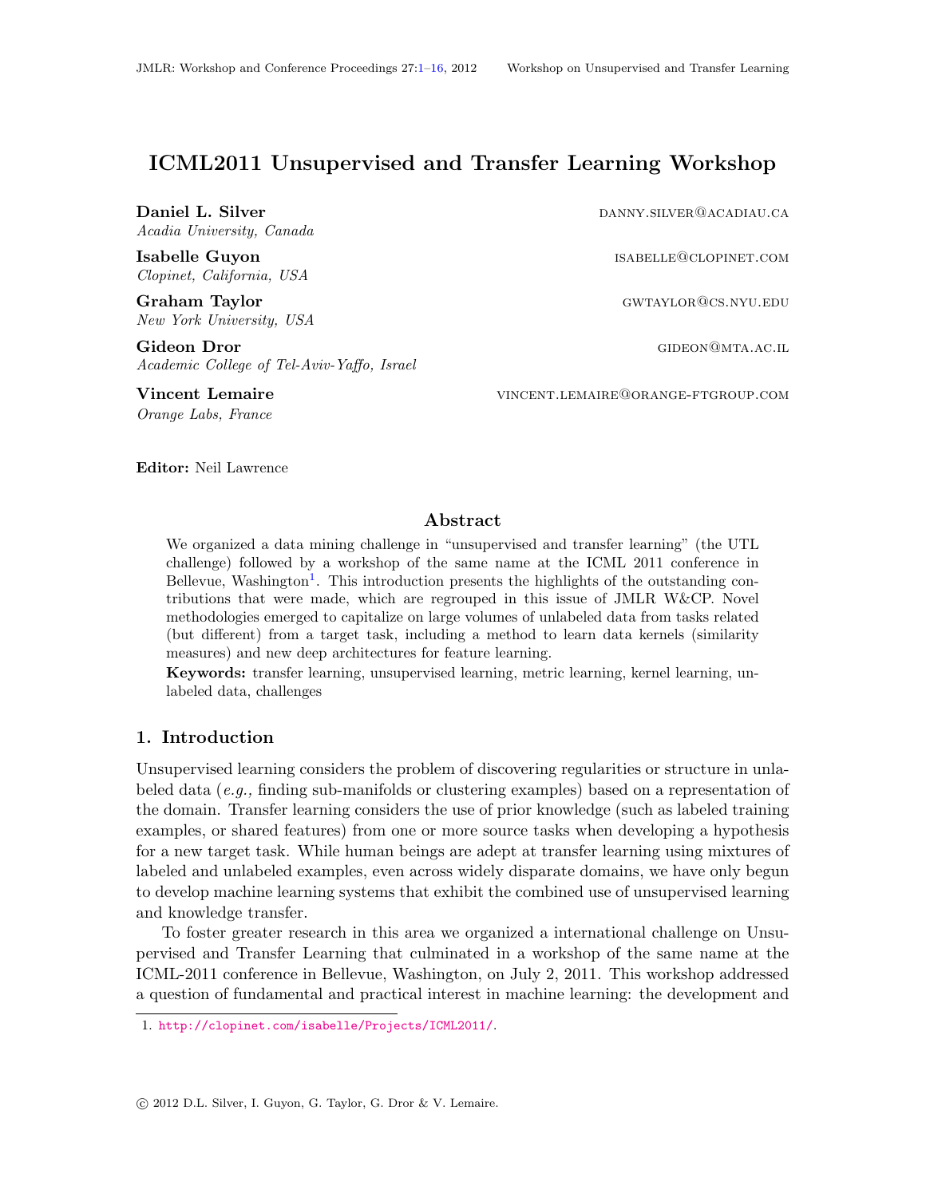# ICML2011 Unsupervised and Transfer Learning Workshop

**Daniel L. Silver** danny.silver@acadiau.ca
*Acadia University, Canada*

**Isabelle Guyon** isabelle@clopinet.com
*Clopinet, California, USA*

**Graham Taylor** gwtaylor@cs.nyu.edu
*New York University, USA*

**Gideon Dror** gideon@mta.ac.il
*Academic College of Tel-Aviv-Yaffo, Israel*

**Vincent Lemaire** vincent.lemaire@orange-ftgroup.com
*Orange Labs, France*

**Editor:** Neil Lawrence

## Abstract

We organized a data mining challenge in "unsupervised and transfer learning" (the UTL challenge) followed by a workshop of the same name at the ICML 2011 conference in Bellevue, Washington[1]. This introduction presents the highlights of the outstanding contributions that were made, which are regrouped in this issue of JMLR W&CP. Novel methodologies emerged to capitalize on large volumes of unlabeled data from tasks related (but different) from a target task, including a method to learn data kernels (similarity measures) and new deep architectures for feature learning.

**Keywords:** transfer learning, unsupervised learning, metric learning, kernel learning, unlabeled data, challenges

## 1. Introduction

Unsupervised learning considers the problem of discovering regularities or structure in unlabeled data (*e.g.,* finding sub-manifolds or clustering examples) based on a representation of the domain. Transfer learning considers the use of prior knowledge (such as labeled training examples, or shared features) from one or more source tasks when developing a hypothesis for a new target task. While human beings are adept at transfer learning using mixtures of labeled and unlabeled examples, even across widely disparate domains, we have only begun to develop machine learning systems that exhibit the combined use of unsupervised learning and knowledge transfer.

To foster greater research in this area we organized a international challenge on Unsupervised and Transfer Learning that culminated in a workshop of the same name at the ICML-2011 conference in Bellevue, Washington, on July 2, 2011. This workshop addressed a question of fundamental and practical interest in machine learning: the development and

1. http://clopinet.com/isabelle/Projects/ICML2011/.

© 2012 D.L. Silver, I. Guyon, G. Taylor, G. Dror & V. Lemaire.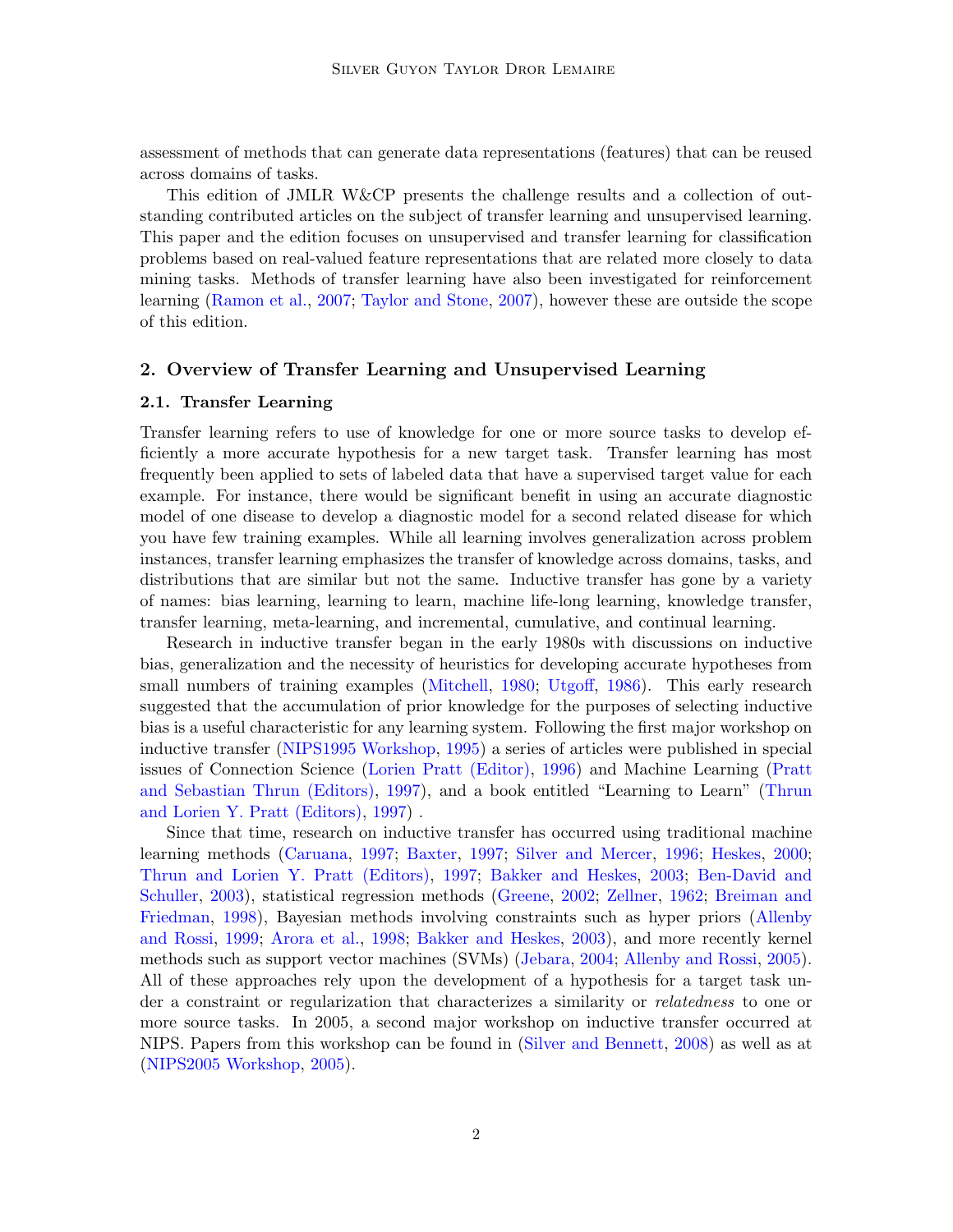assessment of methods that can generate data representations (features) that can be reused across domains of tasks.

This edition of JMLR W&CP presents the challenge results and a collection of outstanding contributed articles on the subject of transfer learning and unsupervised learning. This paper and the edition focuses on unsupervised and transfer learning for classification problems based on real-valued feature representations that are related more closely to data mining tasks. Methods of transfer learning have also been investigated for reinforcement learning (Ramon et al., 2007; Taylor and Stone, 2007), however these are outside the scope of this edition.

## 2. Overview of Transfer Learning and Unsupervised Learning

### 2.1. Transfer Learning

Transfer learning refers to use of knowledge for one or more source tasks to develop efficiently a more accurate hypothesis for a new target task. Transfer learning has most frequently been applied to sets of labeled data that have a supervised target value for each example. For instance, there would be significant benefit in using an accurate diagnostic model of one disease to develop a diagnostic model for a second related disease for which you have few training examples. While all learning involves generalization across problem instances, transfer learning emphasizes the transfer of knowledge across domains, tasks, and distributions that are similar but not the same. Inductive transfer has gone by a variety of names: bias learning, learning to learn, machine life-long learning, knowledge transfer, transfer learning, meta-learning, and incremental, cumulative, and continual learning.

Research in inductive transfer began in the early 1980s with discussions on inductive bias, generalization and the necessity of heuristics for developing accurate hypotheses from small numbers of training examples (Mitchell, 1980; Utgoff, 1986). This early research suggested that the accumulation of prior knowledge for the purposes of selecting inductive bias is a useful characteristic for any learning system. Following the first major workshop on inductive transfer (NIPS1995 Workshop, 1995) a series of articles were published in special issues of Connection Science (Lorien Pratt (Editor), 1996) and Machine Learning (Pratt and Sebastian Thrun (Editors), 1997), and a book entitled "Learning to Learn" (Thrun and Lorien Y. Pratt (Editors), 1997) .

Since that time, research on inductive transfer has occurred using traditional machine learning methods (Caruana, 1997; Baxter, 1997; Silver and Mercer, 1996; Heskes, 2000; Thrun and Lorien Y. Pratt (Editors), 1997; Bakker and Heskes, 2003; Ben-David and Schuller, 2003), statistical regression methods (Greene, 2002; Zellner, 1962; Breiman and Friedman, 1998), Bayesian methods involving constraints such as hyper priors (Allenby and Rossi, 1999; Arora et al., 1998; Bakker and Heskes, 2003), and more recently kernel methods such as support vector machines (SVMs) (Jebara, 2004; Allenby and Rossi, 2005). All of these approaches rely upon the development of a hypothesis for a target task under a constraint or regularization that characterizes a similarity or *relatedness* to one or more source tasks. In 2005, a second major workshop on inductive transfer occurred at NIPS. Papers from this workshop can be found in (Silver and Bennett, 2008) as well as at (NIPS2005 Workshop, 2005).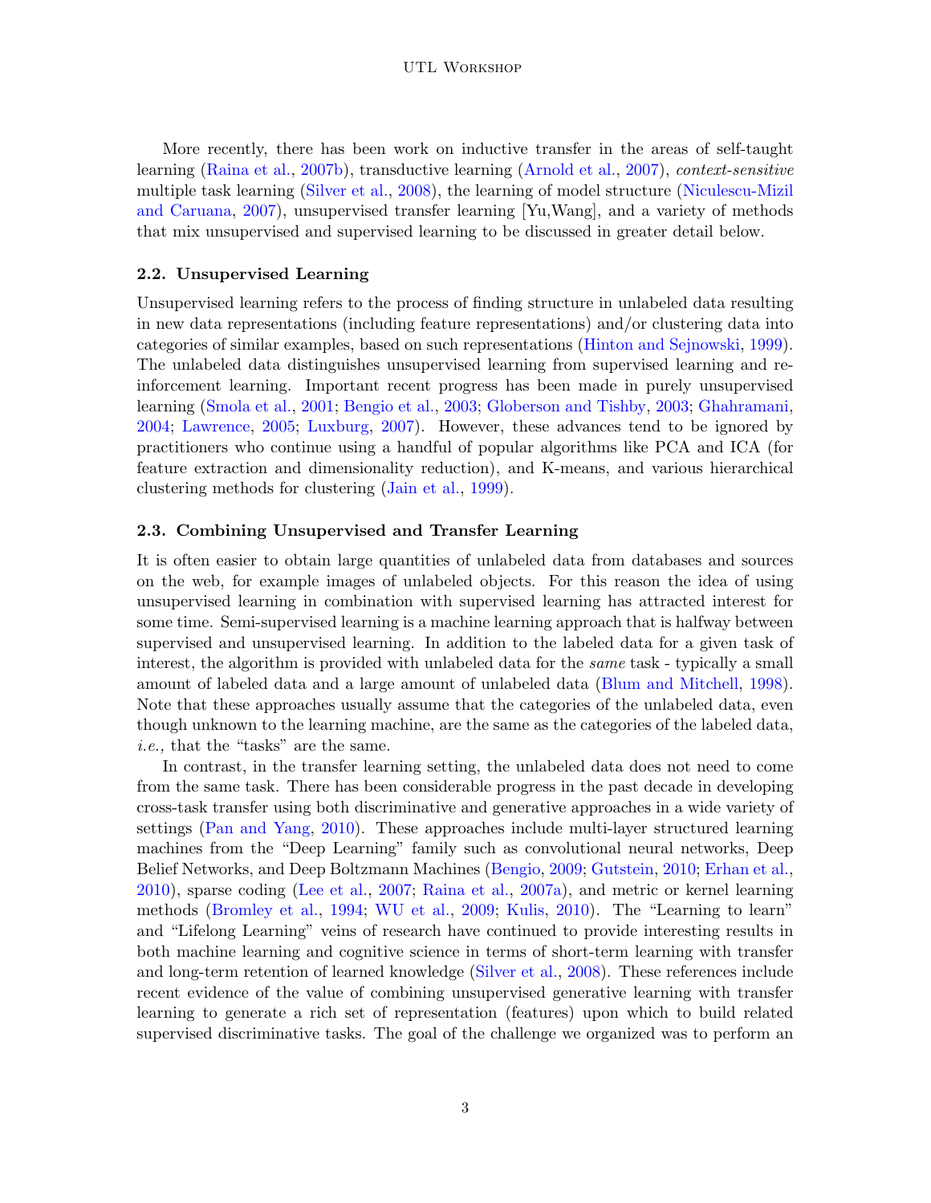More recently, there has been work on inductive transfer in the areas of self-taught learning (Raina et al., 2007b), transductive learning (Arnold et al., 2007), *context-sensitive* multiple task learning (Silver et al., 2008), the learning of model structure (Niculescu-Mizil and Caruana, 2007), unsupervised transfer learning [Yu,Wang], and a variety of methods that mix unsupervised and supervised learning to be discussed in greater detail below.

### 2.2. Unsupervised Learning

Unsupervised learning refers to the process of finding structure in unlabeled data resulting in new data representations (including feature representations) and/or clustering data into categories of similar examples, based on such representations (Hinton and Sejnowski, 1999). The unlabeled data distinguishes unsupervised learning from supervised learning and reinforcement learning. Important recent progress has been made in purely unsupervised learning (Smola et al., 2001; Bengio et al., 2003; Globerson and Tishby, 2003; Ghahramani, 2004; Lawrence, 2005; Luxburg, 2007). However, these advances tend to be ignored by practitioners who continue using a handful of popular algorithms like PCA and ICA (for feature extraction and dimensionality reduction), and K-means, and various hierarchical clustering methods for clustering (Jain et al., 1999).

### 2.3. Combining Unsupervised and Transfer Learning

It is often easier to obtain large quantities of unlabeled data from databases and sources on the web, for example images of unlabeled objects. For this reason the idea of using unsupervised learning in combination with supervised learning has attracted interest for some time. Semi-supervised learning is a machine learning approach that is halfway between supervised and unsupervised learning. In addition to the labeled data for a given task of interest, the algorithm is provided with unlabeled data for the *same* task - typically a small amount of labeled data and a large amount of unlabeled data (Blum and Mitchell, 1998). Note that these approaches usually assume that the categories of the unlabeled data, even though unknown to the learning machine, are the same as the categories of the labeled data, *i.e.,* that the "tasks" are the same.

In contrast, in the transfer learning setting, the unlabeled data does not need to come from the same task. There has been considerable progress in the past decade in developing cross-task transfer using both discriminative and generative approaches in a wide variety of settings (Pan and Yang, 2010). These approaches include multi-layer structured learning machines from the "Deep Learning" family such as convolutional neural networks, Deep Belief Networks, and Deep Boltzmann Machines (Bengio, 2009; Gutstein, 2010; Erhan et al., 2010), sparse coding (Lee et al., 2007; Raina et al., 2007a), and metric or kernel learning methods (Bromley et al., 1994; WU et al., 2009; Kulis, 2010). The "Learning to learn" and "Lifelong Learning" veins of research have continued to provide interesting results in both machine learning and cognitive science in terms of short-term learning with transfer and long-term retention of learned knowledge (Silver et al., 2008). These references include recent evidence of the value of combining unsupervised generative learning with transfer learning to generate a rich set of representation (features) upon which to build related supervised discriminative tasks. The goal of the challenge we organized was to perform an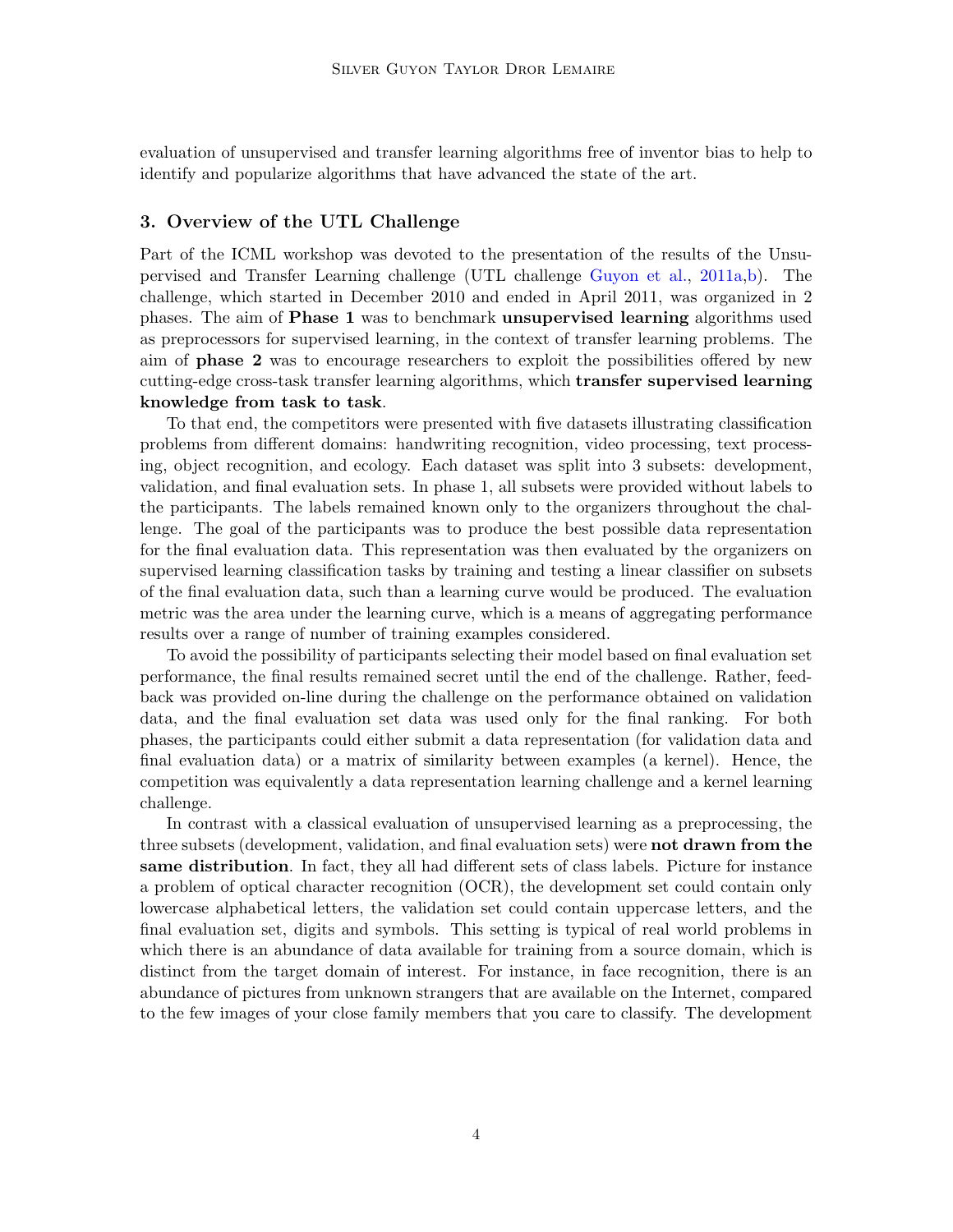evaluation of unsupervised and transfer learning algorithms free of inventor bias to help to identify and popularize algorithms that have advanced the state of the art.

## 3. Overview of the UTL Challenge

Part of the ICML workshop was devoted to the presentation of the results of the Unsupervised and Transfer Learning challenge (UTL challenge Guyon et al., 2011a,b). The challenge, which started in December 2010 and ended in April 2011, was organized in 2 phases. The aim of **Phase 1** was to benchmark **unsupervised learning** algorithms used as preprocessors for supervised learning, in the context of transfer learning problems. The aim of **phase 2** was to encourage researchers to exploit the possibilities offered by new cutting-edge cross-task transfer learning algorithms, which **transfer supervised learning knowledge from task to task**.

To that end, the competitors were presented with five datasets illustrating classification problems from different domains: handwriting recognition, video processing, text processing, object recognition, and ecology. Each dataset was split into 3 subsets: development, validation, and final evaluation sets. In phase 1, all subsets were provided without labels to the participants. The labels remained known only to the organizers throughout the challenge. The goal of the participants was to produce the best possible data representation for the final evaluation data. This representation was then evaluated by the organizers on supervised learning classification tasks by training and testing a linear classifier on subsets of the final evaluation data, such than a learning curve would be produced. The evaluation metric was the area under the learning curve, which is a means of aggregating performance results over a range of number of training examples considered.

To avoid the possibility of participants selecting their model based on final evaluation set performance, the final results remained secret until the end of the challenge. Rather, feedback was provided on-line during the challenge on the performance obtained on validation data, and the final evaluation set data was used only for the final ranking. For both phases, the participants could either submit a data representation (for validation data and final evaluation data) or a matrix of similarity between examples (a kernel). Hence, the competition was equivalently a data representation learning challenge and a kernel learning challenge.

In contrast with a classical evaluation of unsupervised learning as a preprocessing, the three subsets (development, validation, and final evaluation sets) were **not drawn from the same distribution**. In fact, they all had different sets of class labels. Picture for instance a problem of optical character recognition (OCR), the development set could contain only lowercase alphabetical letters, the validation set could contain uppercase letters, and the final evaluation set, digits and symbols. This setting is typical of real world problems in which there is an abundance of data available for training from a source domain, which is distinct from the target domain of interest. For instance, in face recognition, there is an abundance of pictures from unknown strangers that are available on the Internet, compared to the few images of your close family members that you care to classify. The development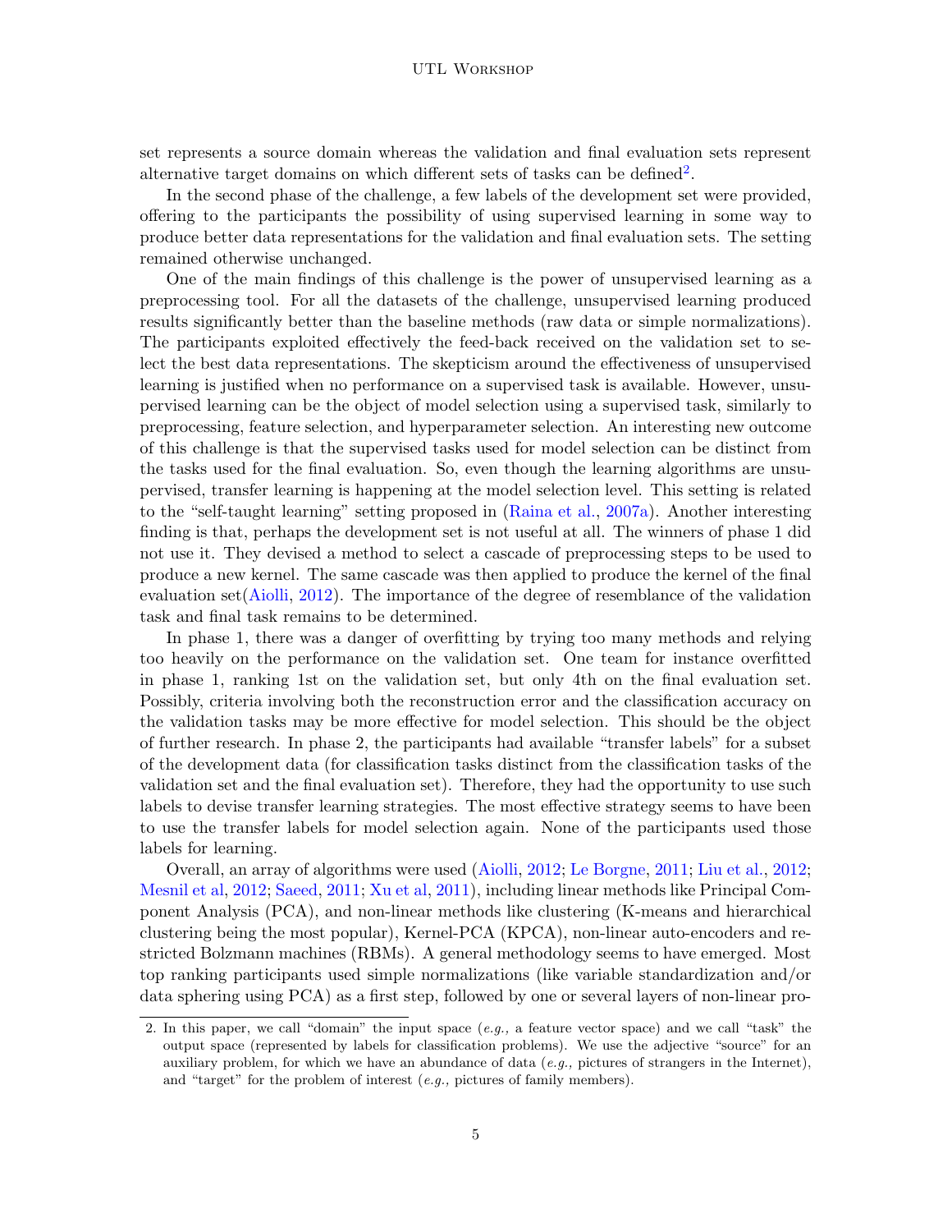set represents a source domain whereas the validation and final evaluation sets represent alternative target domains on which different sets of tasks can be defined[2].

In the second phase of the challenge, a few labels of the development set were provided, offering to the participants the possibility of using supervised learning in some way to produce better data representations for the validation and final evaluation sets. The setting remained otherwise unchanged.

One of the main findings of this challenge is the power of unsupervised learning as a preprocessing tool. For all the datasets of the challenge, unsupervised learning produced results significantly better than the baseline methods (raw data or simple normalizations). The participants exploited effectively the feed-back received on the validation set to select the best data representations. The skepticism around the effectiveness of unsupervised learning is justified when no performance on a supervised task is available. However, unsupervised learning can be the object of model selection using a supervised task, similarly to preprocessing, feature selection, and hyperparameter selection. An interesting new outcome of this challenge is that the supervised tasks used for model selection can be distinct from the tasks used for the final evaluation. So, even though the learning algorithms are unsupervised, transfer learning is happening at the model selection level. This setting is related to the "self-taught learning" setting proposed in (Raina et al., 2007a). Another interesting finding is that, perhaps the development set is not useful at all. The winners of phase 1 did not use it. They devised a method to select a cascade of preprocessing steps to be used to produce a new kernel. The same cascade was then applied to produce the kernel of the final evaluation set(Aiolli, 2012). The importance of the degree of resemblance of the validation task and final task remains to be determined.

In phase 1, there was a danger of overfitting by trying too many methods and relying too heavily on the performance on the validation set. One team for instance overfitted in phase 1, ranking 1st on the validation set, but only 4th on the final evaluation set. Possibly, criteria involving both the reconstruction error and the classification accuracy on the validation tasks may be more effective for model selection. This should be the object of further research. In phase 2, the participants had available "transfer labels" for a subset of the development data (for classification tasks distinct from the classification tasks of the validation set and the final evaluation set). Therefore, they had the opportunity to use such labels to devise transfer learning strategies. The most effective strategy seems to have been to use the transfer labels for model selection again. None of the participants used those labels for learning.

Overall, an array of algorithms were used (Aiolli, 2012; Le Borgne, 2011; Liu et al., 2012; Mesnil et al, 2012; Saeed, 2011; Xu et al, 2011), including linear methods like Principal Component Analysis (PCA), and non-linear methods like clustering (K-means and hierarchical clustering being the most popular), Kernel-PCA (KPCA), non-linear auto-encoders and restricted Bolzmann machines (RBMs). A general methodology seems to have emerged. Most top ranking participants used simple normalizations (like variable standardization and/or data sphering using PCA) as a first step, followed by one or several layers of non-linear pro-

2. In this paper, we call "domain" the input space (*e.g.,* a feature vector space) and we call "task" the output space (represented by labels for classification problems). We use the adjective "source" for an auxiliary problem, for which we have an abundance of data (*e.g.,* pictures of strangers in the Internet), and "target" for the problem of interest (*e.g.,* pictures of family members).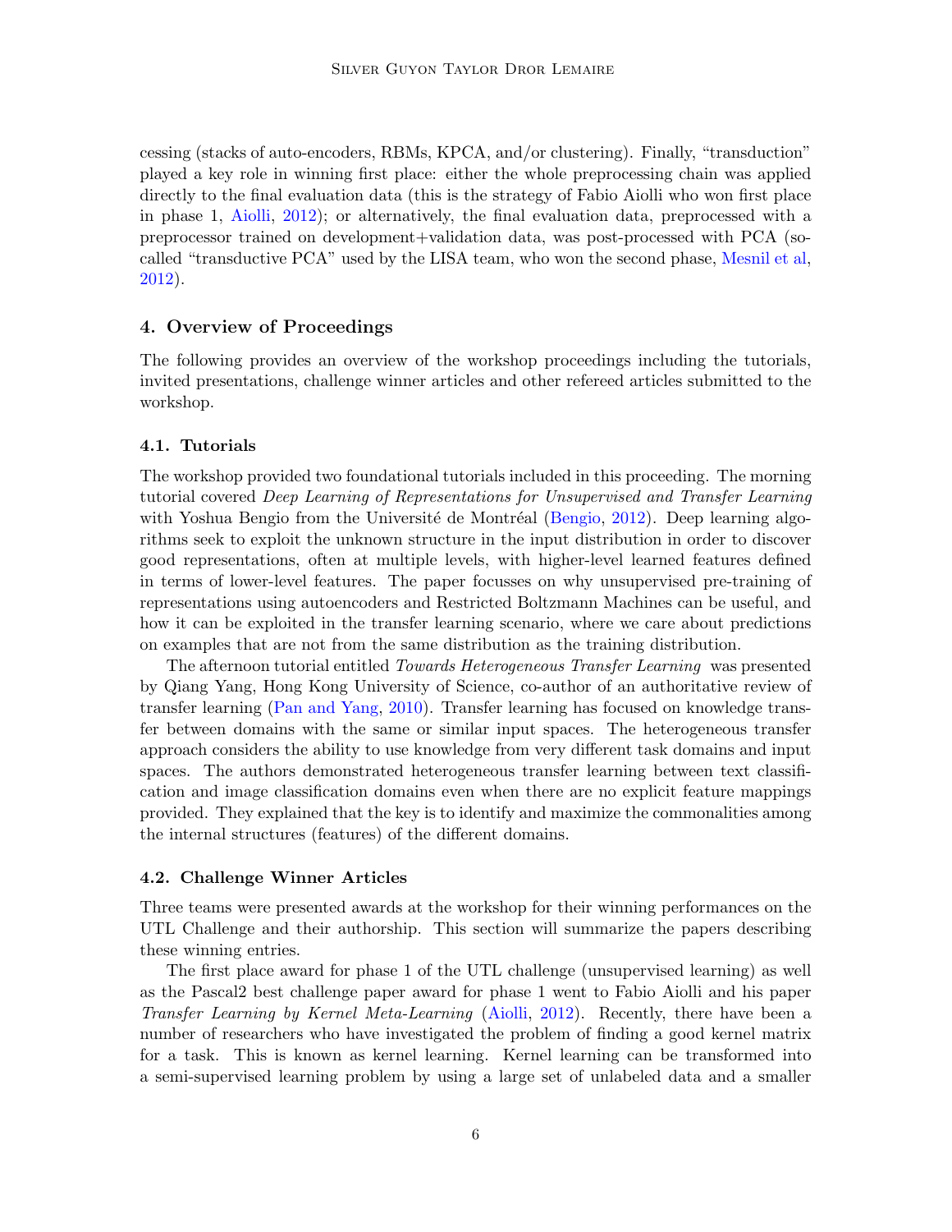cessing (stacks of auto-encoders, RBMs, KPCA, and/or clustering). Finally, "transduction" played a key role in winning first place: either the whole preprocessing chain was applied directly to the final evaluation data (this is the strategy of Fabio Aiolli who won first place in phase 1, Aiolli, 2012); or alternatively, the final evaluation data, preprocessed with a preprocessor trained on development+validation data, was post-processed with PCA (so-called "transductive PCA" used by the LISA team, who won the second phase, Mesnil et al, 2012).

## 4. Overview of Proceedings

The following provides an overview of the workshop proceedings including the tutorials, invited presentations, challenge winner articles and other refereed articles submitted to the workshop.

### 4.1. Tutorials

The workshop provided two foundational tutorials included in this proceeding. The morning tutorial covered *Deep Learning of Representations for Unsupervised and Transfer Learning* with Yoshua Bengio from the Université de Montréal (Bengio, 2012). Deep learning algorithms seek to exploit the unknown structure in the input distribution in order to discover good representations, often at multiple levels, with higher-level learned features defined in terms of lower-level features. The paper focusses on why unsupervised pre-training of representations using autoencoders and Restricted Boltzmann Machines can be useful, and how it can be exploited in the transfer learning scenario, where we care about predictions on examples that are not from the same distribution as the training distribution.

The afternoon tutorial entitled *Towards Heterogeneous Transfer Learning* was presented by Qiang Yang, Hong Kong University of Science, co-author of an authoritative review of transfer learning (Pan and Yang, 2010). Transfer learning has focused on knowledge transfer between domains with the same or similar input spaces. The heterogeneous transfer approach considers the ability to use knowledge from very different task domains and input spaces. The authors demonstrated heterogeneous transfer learning between text classification and image classification domains even when there are no explicit feature mappings provided. They explained that the key is to identify and maximize the commonalities among the internal structures (features) of the different domains.

### 4.2. Challenge Winner Articles

Three teams were presented awards at the workshop for their winning performances on the UTL Challenge and their authorship. This section will summarize the papers describing these winning entries.

The first place award for phase 1 of the UTL challenge (unsupervised learning) as well as the Pascal2 best challenge paper award for phase 1 went to Fabio Aiolli and his paper *Transfer Learning by Kernel Meta-Learning* (Aiolli, 2012). Recently, there have been a number of researchers who have investigated the problem of finding a good kernel matrix for a task. This is known as kernel learning. Kernel learning can be transformed into a semi-supervised learning problem by using a large set of unlabeled data and a smaller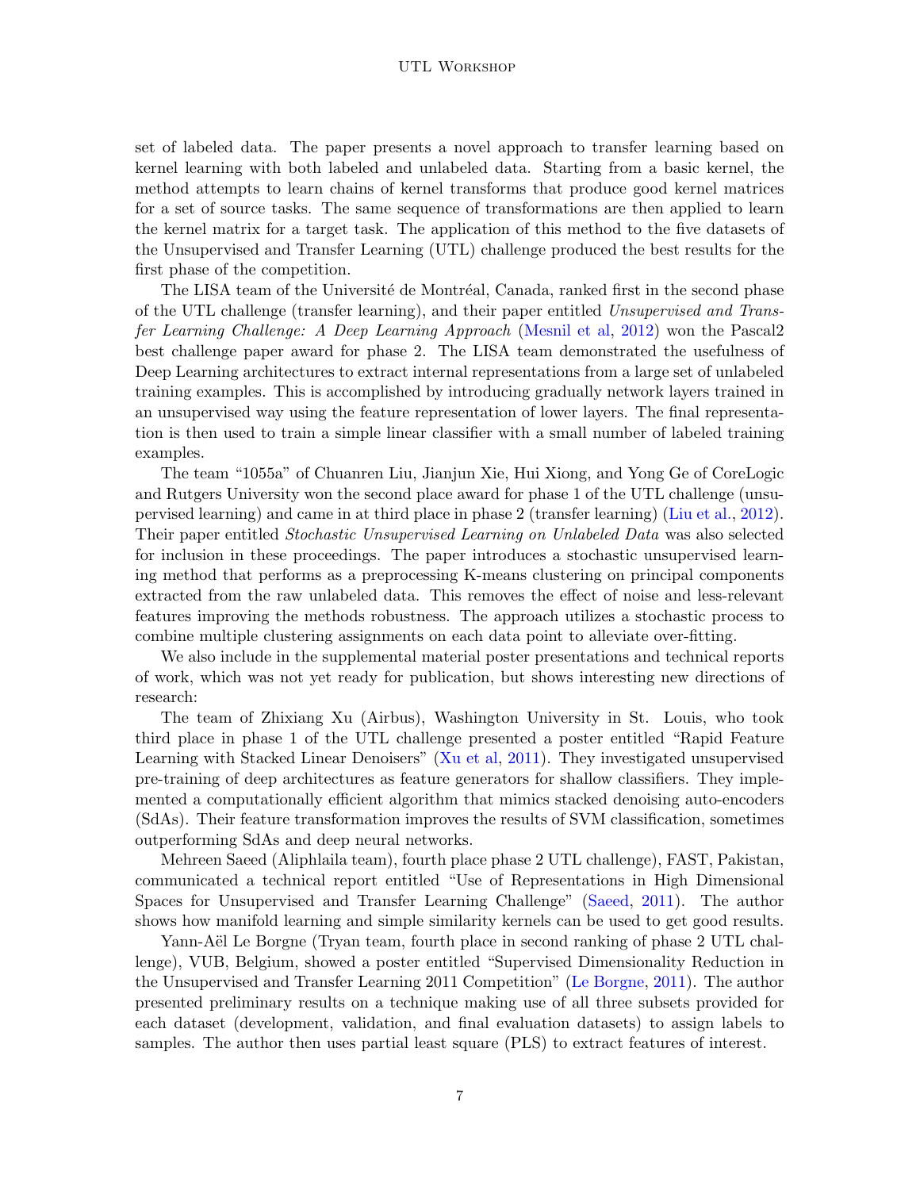set of labeled data. The paper presents a novel approach to transfer learning based on kernel learning with both labeled and unlabeled data. Starting from a basic kernel, the method attempts to learn chains of kernel transforms that produce good kernel matrices for a set of source tasks. The same sequence of transformations are then applied to learn the kernel matrix for a target task. The application of this method to the five datasets of the Unsupervised and Transfer Learning (UTL) challenge produced the best results for the first phase of the competition.

The LISA team of the Université de Montréal, Canada, ranked first in the second phase of the UTL challenge (transfer learning), and their paper entitled *Unsupervised and Transfer Learning Challenge: A Deep Learning Approach* (Mesnil et al, 2012) won the Pascal2 best challenge paper award for phase 2. The LISA team demonstrated the usefulness of Deep Learning architectures to extract internal representations from a large set of unlabeled training examples. This is accomplished by introducing gradually network layers trained in an unsupervised way using the feature representation of lower layers. The final representation is then used to train a simple linear classifier with a small number of labeled training examples.

The team "1055a" of Chuanren Liu, Jianjun Xie, Hui Xiong, and Yong Ge of CoreLogic and Rutgers University won the second place award for phase 1 of the UTL challenge (unsupervised learning) and came in at third place in phase 2 (transfer learning) (Liu et al., 2012). Their paper entitled *Stochastic Unsupervised Learning on Unlabeled Data* was also selected for inclusion in these proceedings. The paper introduces a stochastic unsupervised learning method that performs as a preprocessing K-means clustering on principal components extracted from the raw unlabeled data. This removes the effect of noise and less-relevant features improving the methods robustness. The approach utilizes a stochastic process to combine multiple clustering assignments on each data point to alleviate over-fitting.

We also include in the supplemental material poster presentations and technical reports of work, which was not yet ready for publication, but shows interesting new directions of research:

The team of Zhixiang Xu (Airbus), Washington University in St. Louis, who took third place in phase 1 of the UTL challenge presented a poster entitled "Rapid Feature Learning with Stacked Linear Denoisers" (Xu et al, 2011). They investigated unsupervised pre-training of deep architectures as feature generators for shallow classifiers. They implemented a computationally efficient algorithm that mimics stacked denoising auto-encoders (SdAs). Their feature transformation improves the results of SVM classification, sometimes outperforming SdAs and deep neural networks.

Mehreen Saeed (Aliphlaila team), fourth place phase 2 UTL challenge), FAST, Pakistan, communicated a technical report entitled "Use of Representations in High Dimensional Spaces for Unsupervised and Transfer Learning Challenge" (Saeed, 2011). The author shows how manifold learning and simple similarity kernels can be used to get good results.

Yann-Aël Le Borgne (Tryan team, fourth place in second ranking of phase 2 UTL challenge), VUB, Belgium, showed a poster entitled "Supervised Dimensionality Reduction in the Unsupervised and Transfer Learning 2011 Competition" (Le Borgne, 2011). The author presented preliminary results on a technique making use of all three subsets provided for each dataset (development, validation, and final evaluation datasets) to assign labels to samples. The author then uses partial least square (PLS) to extract features of interest.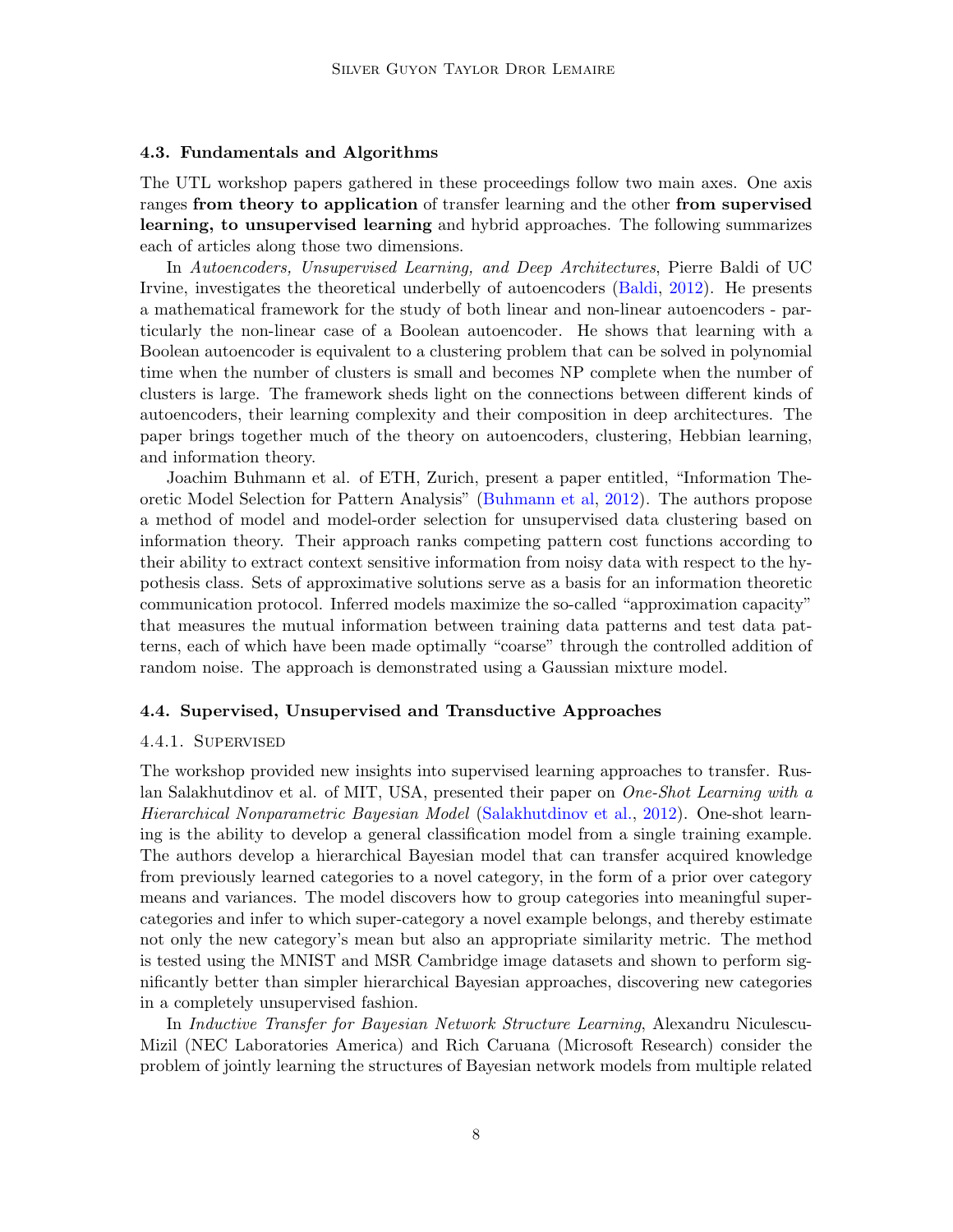### 4.3. Fundamentals and Algorithms

The UTL workshop papers gathered in these proceedings follow two main axes. One axis ranges **from theory to application** of transfer learning and the other **from supervised learning, to unsupervised learning** and hybrid approaches. The following summarizes each of articles along those two dimensions.

In *Autoencoders, Unsupervised Learning, and Deep Architectures*, Pierre Baldi of UC Irvine, investigates the theoretical underbelly of autoencoders (Baldi, 2012). He presents a mathematical framework for the study of both linear and non-linear autoencoders - particularly the non-linear case of a Boolean autoencoder. He shows that learning with a Boolean autoencoder is equivalent to a clustering problem that can be solved in polynomial time when the number of clusters is small and becomes NP complete when the number of clusters is large. The framework sheds light on the connections between different kinds of autoencoders, their learning complexity and their composition in deep architectures. The paper brings together much of the theory on autoencoders, clustering, Hebbian learning, and information theory.

Joachim Buhmann et al. of ETH, Zurich, present a paper entitled, "Information Theoretic Model Selection for Pattern Analysis" (Buhmann et al, 2012). The authors propose a method of model and model-order selection for unsupervised data clustering based on information theory. Their approach ranks competing pattern cost functions according to their ability to extract context sensitive information from noisy data with respect to the hypothesis class. Sets of approximative solutions serve as a basis for an information theoretic communication protocol. Inferred models maximize the so-called "approximation capacity" that measures the mutual information between training data patterns and test data patterns, each of which have been made optimally "coarse" through the controlled addition of random noise. The approach is demonstrated using a Gaussian mixture model.

### 4.4. Supervised, Unsupervised and Transductive Approaches

#### 4.4.1. Supervised

The workshop provided new insights into supervised learning approaches to transfer. Ruslan Salakhutdinov et al. of MIT, USA, presented their paper on *One-Shot Learning with a Hierarchical Nonparametric Bayesian Model* (Salakhutdinov et al., 2012). One-shot learning is the ability to develop a general classification model from a single training example. The authors develop a hierarchical Bayesian model that can transfer acquired knowledge from previously learned categories to a novel category, in the form of a prior over category means and variances. The model discovers how to group categories into meaningful super-categories and infer to which super-category a novel example belongs, and thereby estimate not only the new category's mean but also an appropriate similarity metric. The method is tested using the MNIST and MSR Cambridge image datasets and shown to perform significantly better than simpler hierarchical Bayesian approaches, discovering new categories in a completely unsupervised fashion.

In *Inductive Transfer for Bayesian Network Structure Learning*, Alexandru Niculescu-Mizil (NEC Laboratories America) and Rich Caruana (Microsoft Research) consider the problem of jointly learning the structures of Bayesian network models from multiple related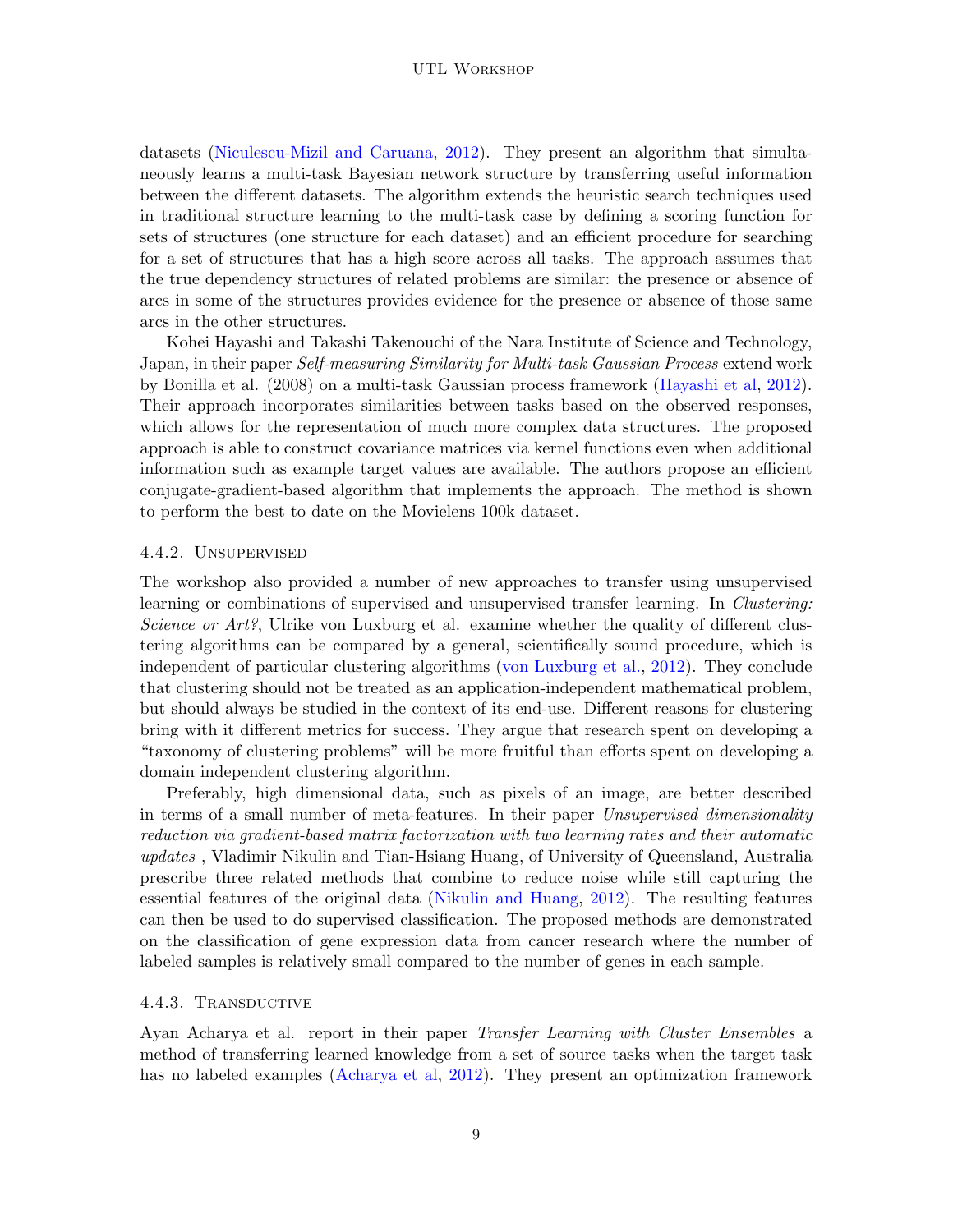datasets (Niculescu-Mizil and Caruana, 2012). They present an algorithm that simultaneously learns a multi-task Bayesian network structure by transferring useful information between the different datasets. The algorithm extends the heuristic search techniques used in traditional structure learning to the multi-task case by defining a scoring function for sets of structures (one structure for each dataset) and an efficient procedure for searching for a set of structures that has a high score across all tasks. The approach assumes that the true dependency structures of related problems are similar: the presence or absence of arcs in some of the structures provides evidence for the presence or absence of those same arcs in the other structures.

Kohei Hayashi and Takashi Takenouchi of the Nara Institute of Science and Technology, Japan, in their paper *Self-measuring Similarity for Multi-task Gaussian Process* extend work by Bonilla et al. (2008) on a multi-task Gaussian process framework (Hayashi et al, 2012). Their approach incorporates similarities between tasks based on the observed responses, which allows for the representation of much more complex data structures. The proposed approach is able to construct covariance matrices via kernel functions even when additional information such as example target values are available. The authors propose an efficient conjugate-gradient-based algorithm that implements the approach. The method is shown to perform the best to date on the Movielens 100k dataset.

#### 4.4.2. Unsupervised

The workshop also provided a number of new approaches to transfer using unsupervised learning or combinations of supervised and unsupervised transfer learning. In *Clustering: Science or Art?*, Ulrike von Luxburg et al. examine whether the quality of different clustering algorithms can be compared by a general, scientifically sound procedure, which is independent of particular clustering algorithms (von Luxburg et al., 2012). They conclude that clustering should not be treated as an application-independent mathematical problem, but should always be studied in the context of its end-use. Different reasons for clustering bring with it different metrics for success. They argue that research spent on developing a "taxonomy of clustering problems" will be more fruitful than efforts spent on developing a domain independent clustering algorithm.

Preferably, high dimensional data, such as pixels of an image, are better described in terms of a small number of meta-features. In their paper *Unsupervised dimensionality reduction via gradient-based matrix factorization with two learning rates and their automatic updates* , Vladimir Nikulin and Tian-Hsiang Huang, of University of Queensland, Australia prescribe three related methods that combine to reduce noise while still capturing the essential features of the original data (Nikulin and Huang, 2012). The resulting features can then be used to do supervised classification. The proposed methods are demonstrated on the classification of gene expression data from cancer research where the number of labeled samples is relatively small compared to the number of genes in each sample.

#### 4.4.3. Transductive

Ayan Acharya et al. report in their paper *Transfer Learning with Cluster Ensembles* a method of transferring learned knowledge from a set of source tasks when the target task has no labeled examples (Acharya et al, 2012). They present an optimization framework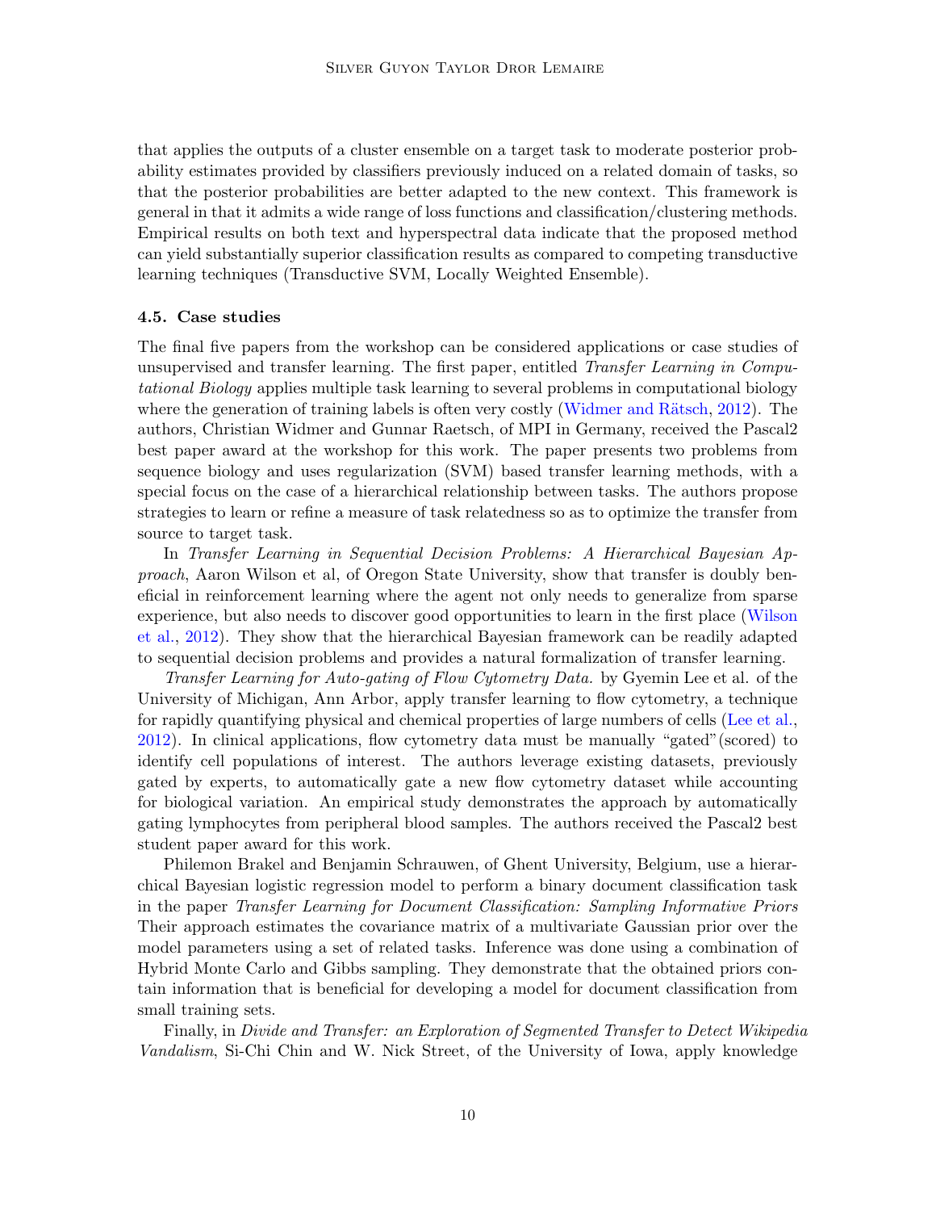that applies the outputs of a cluster ensemble on a target task to moderate posterior probability estimates provided by classifiers previously induced on a related domain of tasks, so that the posterior probabilities are better adapted to the new context. This framework is general in that it admits a wide range of loss functions and classification/clustering methods. Empirical results on both text and hyperspectral data indicate that the proposed method can yield substantially superior classification results as compared to competing transductive learning techniques (Transductive SVM, Locally Weighted Ensemble).

### 4.5. Case studies

The final five papers from the workshop can be considered applications or case studies of unsupervised and transfer learning. The first paper, entitled *Transfer Learning in Computational Biology* applies multiple task learning to several problems in computational biology where the generation of training labels is often very costly (Widmer and Rätsch, 2012). The authors, Christian Widmer and Gunnar Raetsch, of MPI in Germany, received the Pascal2 best paper award at the workshop for this work. The paper presents two problems from sequence biology and uses regularization (SVM) based transfer learning methods, with a special focus on the case of a hierarchical relationship between tasks. The authors propose strategies to learn or refine a measure of task relatedness so as to optimize the transfer from source to target task.

In *Transfer Learning in Sequential Decision Problems: A Hierarchical Bayesian Approach*, Aaron Wilson et al, of Oregon State University, show that transfer is doubly beneficial in reinforcement learning where the agent not only needs to generalize from sparse experience, but also needs to discover good opportunities to learn in the first place (Wilson et al., 2012). They show that the hierarchical Bayesian framework can be readily adapted to sequential decision problems and provides a natural formalization of transfer learning.

*Transfer Learning for Auto-gating of Flow Cytometry Data.* by Gyemin Lee et al. of the University of Michigan, Ann Arbor, apply transfer learning to flow cytometry, a technique for rapidly quantifying physical and chemical properties of large numbers of cells (Lee et al., 2012). In clinical applications, flow cytometry data must be manually "gated"(scored) to identify cell populations of interest. The authors leverage existing datasets, previously gated by experts, to automatically gate a new flow cytometry dataset while accounting for biological variation. An empirical study demonstrates the approach by automatically gating lymphocytes from peripheral blood samples. The authors received the Pascal2 best student paper award for this work.

Philemon Brakel and Benjamin Schrauwen, of Ghent University, Belgium, use a hierarchical Bayesian logistic regression model to perform a binary document classification task in the paper *Transfer Learning for Document Classification: Sampling Informative Priors* Their approach estimates the covariance matrix of a multivariate Gaussian prior over the model parameters using a set of related tasks. Inference was done using a combination of Hybrid Monte Carlo and Gibbs sampling. They demonstrate that the obtained priors contain information that is beneficial for developing a model for document classification from small training sets.

Finally, in *Divide and Transfer: an Exploration of Segmented Transfer to Detect Wikipedia Vandalism*, Si-Chi Chin and W. Nick Street, of the University of Iowa, apply knowledge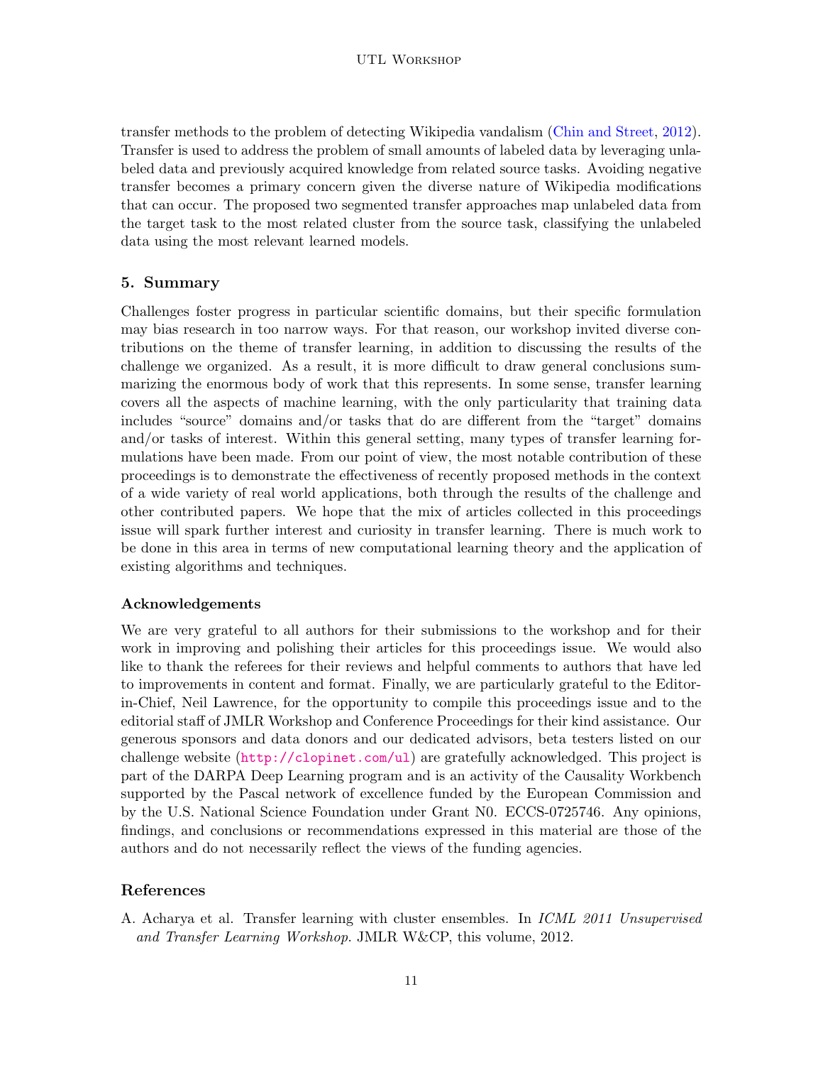transfer methods to the problem of detecting Wikipedia vandalism (Chin and Street, 2012). Transfer is used to address the problem of small amounts of labeled data by leveraging unlabeled data and previously acquired knowledge from related source tasks. Avoiding negative transfer becomes a primary concern given the diverse nature of Wikipedia modifications that can occur. The proposed two segmented transfer approaches map unlabeled data from the target task to the most related cluster from the source task, classifying the unlabeled data using the most relevant learned models.

## 5. Summary

Challenges foster progress in particular scientific domains, but their specific formulation may bias research in too narrow ways. For that reason, our workshop invited diverse contributions on the theme of transfer learning, in addition to discussing the results of the challenge we organized. As a result, it is more difficult to draw general conclusions summarizing the enormous body of work that this represents. In some sense, transfer learning covers all the aspects of machine learning, with the only particularity that training data includes "source" domains and/or tasks that do are different from the "target" domains and/or tasks of interest. Within this general setting, many types of transfer learning formulations have been made. From our point of view, the most notable contribution of these proceedings is to demonstrate the effectiveness of recently proposed methods in the context of a wide variety of real world applications, both through the results of the challenge and other contributed papers. We hope that the mix of articles collected in this proceedings issue will spark further interest and curiosity in transfer learning. There is much work to be done in this area in terms of new computational learning theory and the application of existing algorithms and techniques.

### Acknowledgements

We are very grateful to all authors for their submissions to the workshop and for their work in improving and polishing their articles for this proceedings issue. We would also like to thank the referees for their reviews and helpful comments to authors that have led to improvements in content and format. Finally, we are particularly grateful to the Editor-in-Chief, Neil Lawrence, for the opportunity to compile this proceedings issue and to the editorial staff of JMLR Workshop and Conference Proceedings for their kind assistance. Our generous sponsors and data donors and our dedicated advisors, beta testers listed on our challenge website (http://clopinet.com/ul) are gratefully acknowledged. This project is part of the DARPA Deep Learning program and is an activity of the Causality Workbench supported by the Pascal network of excellence funded by the European Commission and by the U.S. National Science Foundation under Grant N0. ECCS-0725746. Any opinions, findings, and conclusions or recommendations expressed in this material are those of the authors and do not necessarily reflect the views of the funding agencies.

## References

A. Acharya et al. Transfer learning with cluster ensembles. In *ICML 2011 Unsupervised and Transfer Learning Workshop*. JMLR W&CP, this volume, 2012.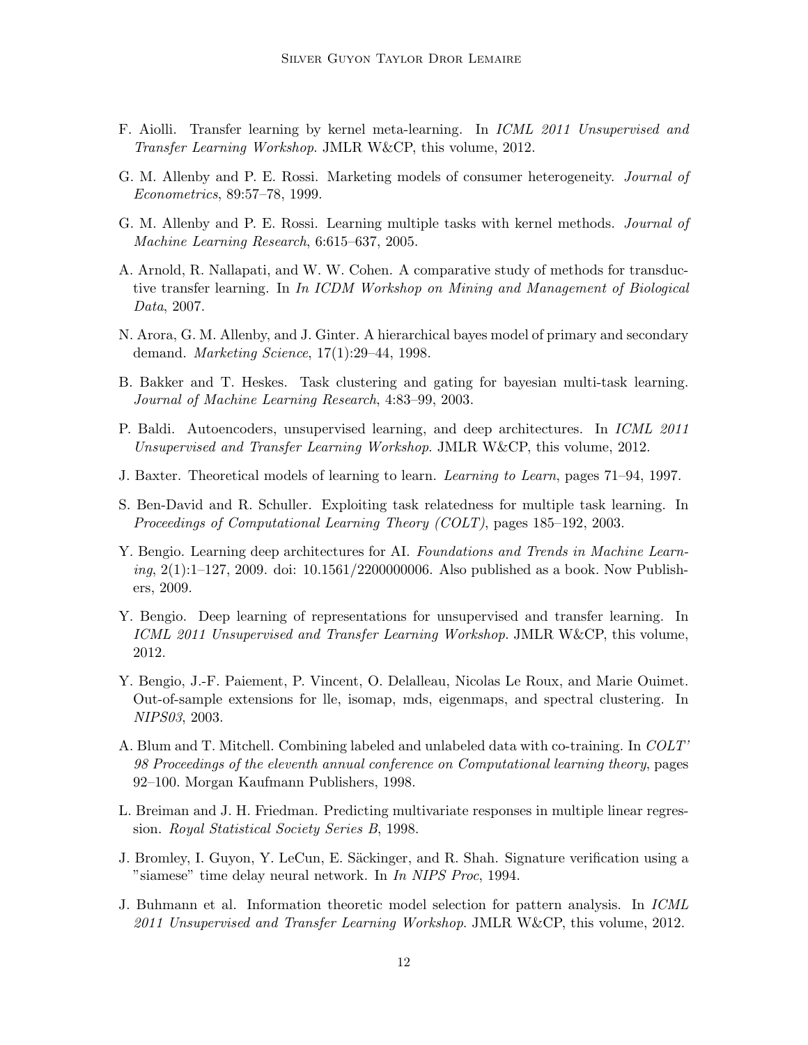F. Aiolli. Transfer learning by kernel meta-learning. In *ICML 2011 Unsupervised and Transfer Learning Workshop*. JMLR W&CP, this volume, 2012.

G. M. Allenby and P. E. Rossi. Marketing models of consumer heterogeneity. *Journal of Econometrics*, 89:57–78, 1999.

G. M. Allenby and P. E. Rossi. Learning multiple tasks with kernel methods. *Journal of Machine Learning Research*, 6:615–637, 2005.

A. Arnold, R. Nallapati, and W. W. Cohen. A comparative study of methods for transductive transfer learning. In *In ICDM Workshop on Mining and Management of Biological Data*, 2007.

N. Arora, G. M. Allenby, and J. Ginter. A hierarchical bayes model of primary and secondary demand. *Marketing Science*, 17(1):29–44, 1998.

B. Bakker and T. Heskes. Task clustering and gating for bayesian multi-task learning. *Journal of Machine Learning Research*, 4:83–99, 2003.

P. Baldi. Autoencoders, unsupervised learning, and deep architectures. In *ICML 2011 Unsupervised and Transfer Learning Workshop*. JMLR W&CP, this volume, 2012.

J. Baxter. Theoretical models of learning to learn. *Learning to Learn*, pages 71–94, 1997.

S. Ben-David and R. Schuller. Exploiting task relatedness for multiple task learning. In *Proceedings of Computational Learning Theory (COLT)*, pages 185–192, 2003.

Y. Bengio. Learning deep architectures for AI. *Foundations and Trends in Machine Learning*, 2(1):1–127, 2009. doi: 10.1561/2200000006. Also published as a book. Now Publishers, 2009.

Y. Bengio. Deep learning of representations for unsupervised and transfer learning. In *ICML 2011 Unsupervised and Transfer Learning Workshop*. JMLR W&CP, this volume, 2012.

Y. Bengio, J.-F. Paiement, P. Vincent, O. Delalleau, Nicolas Le Roux, and Marie Ouimet. Out-of-sample extensions for lle, isomap, mds, eigenmaps, and spectral clustering. In *NIPS03*, 2003.

A. Blum and T. Mitchell. Combining labeled and unlabeled data with co-training. In *COLT' 98 Proceedings of the eleventh annual conference on Computational learning theory*, pages 92–100. Morgan Kaufmann Publishers, 1998.

L. Breiman and J. H. Friedman. Predicting multivariate responses in multiple linear regression. *Royal Statistical Society Series B*, 1998.

J. Bromley, I. Guyon, Y. LeCun, E. Säckinger, and R. Shah. Signature verification using a "siamese" time delay neural network. In *In NIPS Proc*, 1994.

J. Buhmann et al. Information theoretic model selection for pattern analysis. In *ICML 2011 Unsupervised and Transfer Learning Workshop*. JMLR W&CP, this volume, 2012.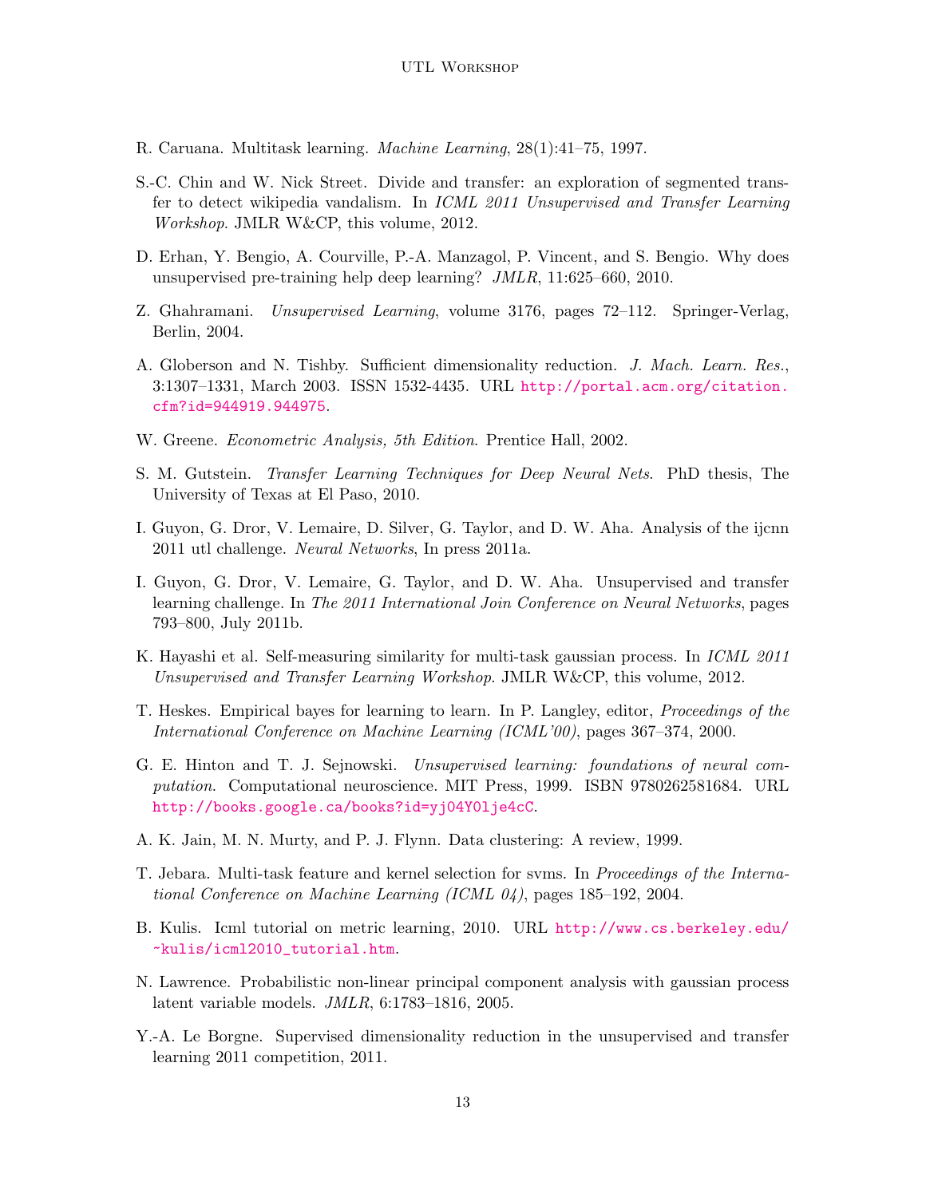R. Caruana. Multitask learning. *Machine Learning*, 28(1):41–75, 1997.

S.-C. Chin and W. Nick Street. Divide and transfer: an exploration of segmented transfer to detect wikipedia vandalism. In *ICML 2011 Unsupervised and Transfer Learning Workshop*. JMLR W&CP, this volume, 2012.

D. Erhan, Y. Bengio, A. Courville, P.-A. Manzagol, P. Vincent, and S. Bengio. Why does unsupervised pre-training help deep learning? *JMLR*, 11:625–660, 2010.

Z. Ghahramani. *Unsupervised Learning*, volume 3176, pages 72–112. Springer-Verlag, Berlin, 2004.

A. Globerson and N. Tishby. Sufficient dimensionality reduction. *J. Mach. Learn. Res.*, 3:1307–1331, March 2003. ISSN 1532-4435. URL http://portal.acm.org/citation.cfm?id=944919.944975.

W. Greene. *Econometric Analysis, 5th Edition*. Prentice Hall, 2002.

S. M. Gutstein. *Transfer Learning Techniques for Deep Neural Nets*. PhD thesis, The University of Texas at El Paso, 2010.

I. Guyon, G. Dror, V. Lemaire, D. Silver, G. Taylor, and D. W. Aha. Analysis of the ijcnn 2011 utl challenge. *Neural Networks*, In press 2011a.

I. Guyon, G. Dror, V. Lemaire, G. Taylor, and D. W. Aha. Unsupervised and transfer learning challenge. In *The 2011 International Join Conference on Neural Networks*, pages 793–800, July 2011b.

K. Hayashi et al. Self-measuring similarity for multi-task gaussian process. In *ICML 2011 Unsupervised and Transfer Learning Workshop*. JMLR W&CP, this volume, 2012.

T. Heskes. Empirical bayes for learning to learn. In P. Langley, editor, *Proceedings of the International Conference on Machine Learning (ICML'00)*, pages 367–374, 2000.

G. E. Hinton and T. J. Sejnowski. *Unsupervised learning: foundations of neural computation*. Computational neuroscience. MIT Press, 1999. ISBN 9780262581684. URL http://books.google.ca/books?id=yj04Y0lje4cC.

A. K. Jain, M. N. Murty, and P. J. Flynn. Data clustering: A review, 1999.

T. Jebara. Multi-task feature and kernel selection for svms. In *Proceedings of the International Conference on Machine Learning (ICML 04)*, pages 185–192, 2004.

B. Kulis. Icml tutorial on metric learning, 2010. URL http://www.cs.berkeley.edu/~kulis/icml2010_tutorial.htm.

N. Lawrence. Probabilistic non-linear principal component analysis with gaussian process latent variable models. *JMLR*, 6:1783–1816, 2005.

Y.-A. Le Borgne. Supervised dimensionality reduction in the unsupervised and transfer learning 2011 competition, 2011.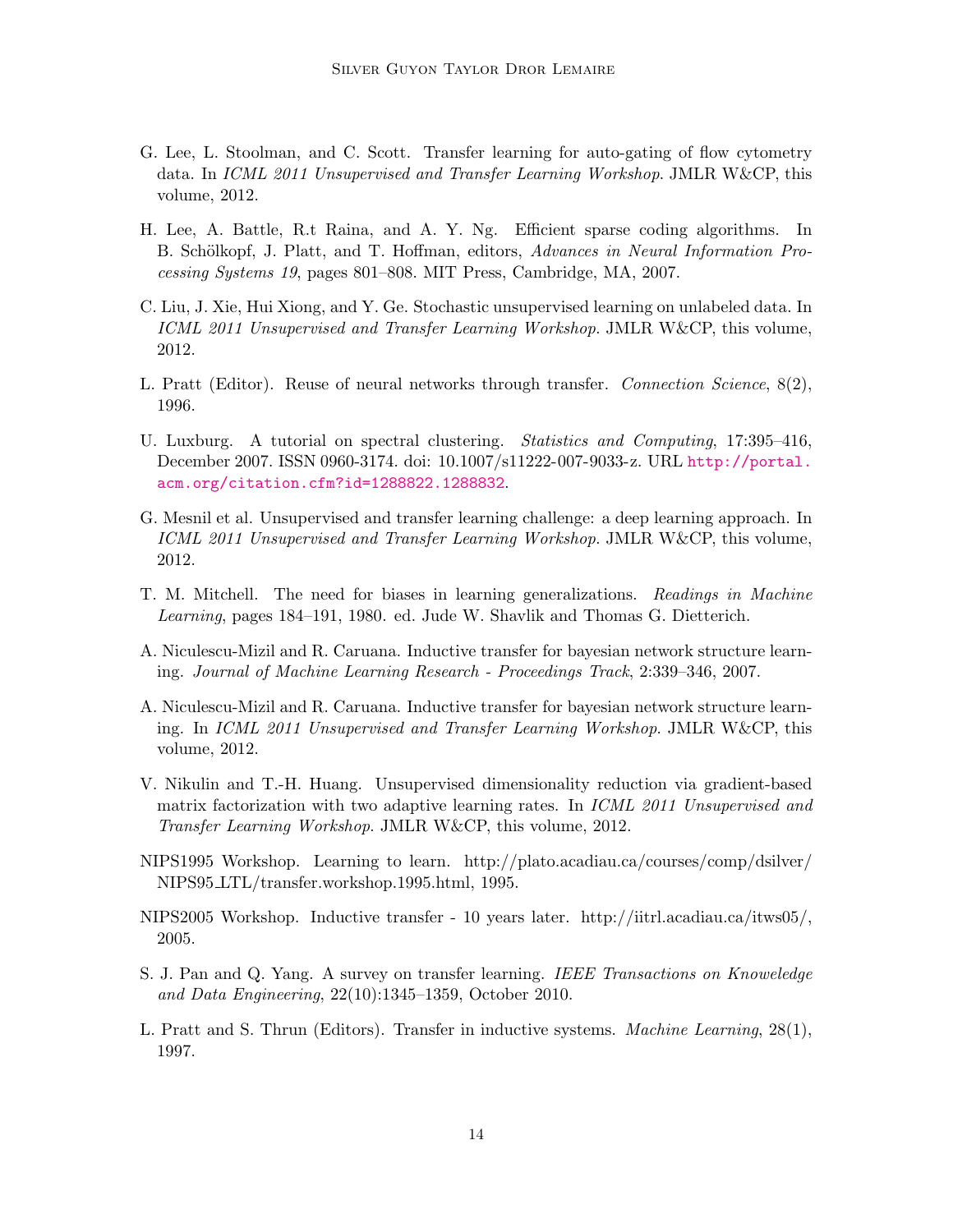G. Lee, L. Stoolman, and C. Scott. Transfer learning for auto-gating of flow cytometry data. In *ICML 2011 Unsupervised and Transfer Learning Workshop*. JMLR W&CP, this volume, 2012.

H. Lee, A. Battle, R.t Raina, and A. Y. Ng. Efficient sparse coding algorithms. In B. Schölkopf, J. Platt, and T. Hoffman, editors, *Advances in Neural Information Processing Systems 19*, pages 801–808. MIT Press, Cambridge, MA, 2007.

C. Liu, J. Xie, Hui Xiong, and Y. Ge. Stochastic unsupervised learning on unlabeled data. In *ICML 2011 Unsupervised and Transfer Learning Workshop*. JMLR W&CP, this volume, 2012.

L. Pratt (Editor). Reuse of neural networks through transfer. *Connection Science*, 8(2), 1996.

U. Luxburg. A tutorial on spectral clustering. *Statistics and Computing*, 17:395–416, December 2007. ISSN 0960-3174. doi: 10.1007/s11222-007-9033-z. URL http://portal.acm.org/citation.cfm?id=1288822.1288832.

G. Mesnil et al. Unsupervised and transfer learning challenge: a deep learning approach. In *ICML 2011 Unsupervised and Transfer Learning Workshop*. JMLR W&CP, this volume, 2012.

T. M. Mitchell. The need for biases in learning generalizations. *Readings in Machine Learning*, pages 184–191, 1980. ed. Jude W. Shavlik and Thomas G. Dietterich.

A. Niculescu-Mizil and R. Caruana. Inductive transfer for bayesian network structure learning. *Journal of Machine Learning Research - Proceedings Track*, 2:339–346, 2007.

A. Niculescu-Mizil and R. Caruana. Inductive transfer for bayesian network structure learning. In *ICML 2011 Unsupervised and Transfer Learning Workshop*. JMLR W&CP, this volume, 2012.

V. Nikulin and T.-H. Huang. Unsupervised dimensionality reduction via gradient-based matrix factorization with two adaptive learning rates. In *ICML 2011 Unsupervised and Transfer Learning Workshop*. JMLR W&CP, this volume, 2012.

NIPS1995 Workshop. Learning to learn. http://plato.acadiau.ca/courses/comp/dsilver/NIPS95_LTL/transfer.workshop.1995.html, 1995.

NIPS2005 Workshop. Inductive transfer - 10 years later. http://iitrl.acadiau.ca/itws05/, 2005.

S. J. Pan and Q. Yang. A survey on transfer learning. *IEEE Transactions on Knoweledge and Data Engineering*, 22(10):1345–1359, October 2010.

L. Pratt and S. Thrun (Editors). Transfer in inductive systems. *Machine Learning*, 28(1), 1997.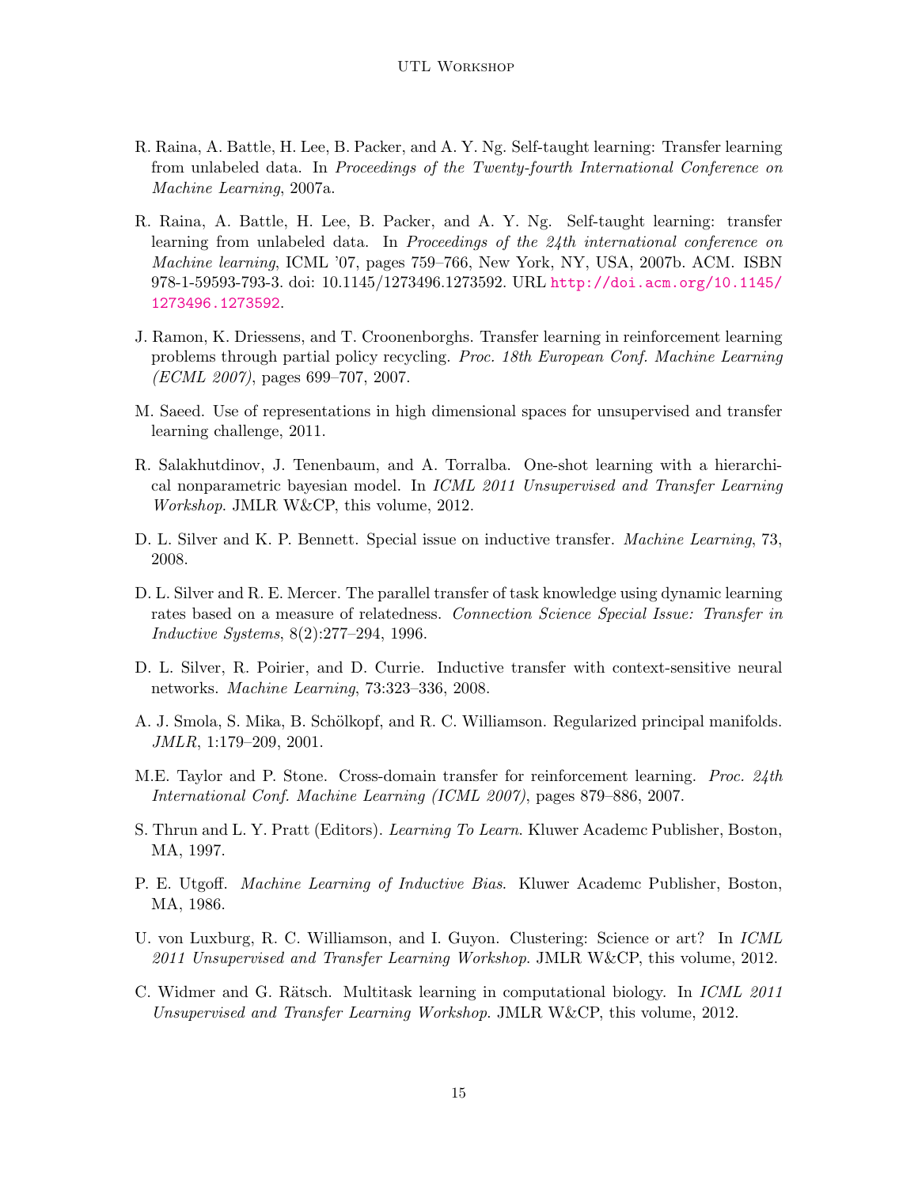R. Raina, A. Battle, H. Lee, B. Packer, and A. Y. Ng. Self-taught learning: Transfer learning from unlabeled data. In *Proceedings of the Twenty-fourth International Conference on Machine Learning*, 2007a.

R. Raina, A. Battle, H. Lee, B. Packer, and A. Y. Ng. Self-taught learning: transfer learning from unlabeled data. In *Proceedings of the 24th international conference on Machine learning*, ICML '07, pages 759–766, New York, NY, USA, 2007b. ACM. ISBN 978-1-59593-793-3. doi: 10.1145/1273496.1273592. URL http://doi.acm.org/10.1145/1273496.1273592.

J. Ramon, K. Driessens, and T. Croonenborghs. Transfer learning in reinforcement learning problems through partial policy recycling. *Proc. 18th European Conf. Machine Learning (ECML 2007)*, pages 699–707, 2007.

M. Saeed. Use of representations in high dimensional spaces for unsupervised and transfer learning challenge, 2011.

R. Salakhutdinov, J. Tenenbaum, and A. Torralba. One-shot learning with a hierarchical nonparametric bayesian model. In *ICML 2011 Unsupervised and Transfer Learning Workshop*. JMLR W&CP, this volume, 2012.

D. L. Silver and K. P. Bennett. Special issue on inductive transfer. *Machine Learning*, 73, 2008.

D. L. Silver and R. E. Mercer. The parallel transfer of task knowledge using dynamic learning rates based on a measure of relatedness. *Connection Science Special Issue: Transfer in Inductive Systems*, 8(2):277–294, 1996.

D. L. Silver, R. Poirier, and D. Currie. Inductive transfer with context-sensitive neural networks. *Machine Learning*, 73:323–336, 2008.

A. J. Smola, S. Mika, B. Schölkopf, and R. C. Williamson. Regularized principal manifolds. *JMLR*, 1:179–209, 2001.

M.E. Taylor and P. Stone. Cross-domain transfer for reinforcement learning. *Proc. 24th International Conf. Machine Learning (ICML 2007)*, pages 879–886, 2007.

S. Thrun and L. Y. Pratt (Editors). *Learning To Learn*. Kluwer Academc Publisher, Boston, MA, 1997.

P. E. Utgoff. *Machine Learning of Inductive Bias*. Kluwer Academc Publisher, Boston, MA, 1986.

U. von Luxburg, R. C. Williamson, and I. Guyon. Clustering: Science or art? In *ICML 2011 Unsupervised and Transfer Learning Workshop*. JMLR W&CP, this volume, 2012.

C. Widmer and G. Rätsch. Multitask learning in computational biology. In *ICML 2011 Unsupervised and Transfer Learning Workshop*. JMLR W&CP, this volume, 2012.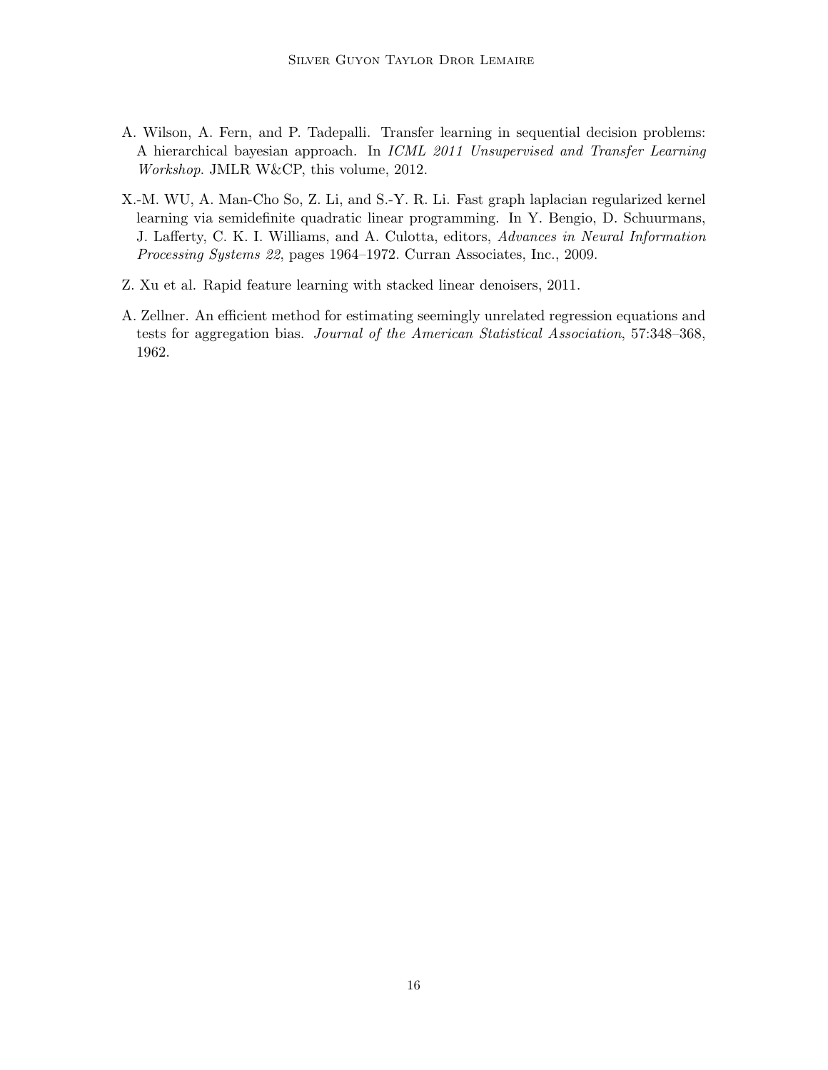A. Wilson, A. Fern, and P. Tadepalli. Transfer learning in sequential decision problems: A hierarchical bayesian approach. In *ICML 2011 Unsupervised and Transfer Learning Workshop*. JMLR W&CP, this volume, 2012.

X.-M. WU, A. Man-Cho So, Z. Li, and S.-Y. R. Li. Fast graph laplacian regularized kernel learning via semidefinite quadratic linear programming. In Y. Bengio, D. Schuurmans, J. Lafferty, C. K. I. Williams, and A. Culotta, editors, *Advances in Neural Information Processing Systems 22*, pages 1964–1972. Curran Associates, Inc., 2009.

Z. Xu et al. Rapid feature learning with stacked linear denoisers, 2011.

A. Zellner. An efficient method for estimating seemingly unrelated regression equations and tests for aggregation bias. *Journal of the American Statistical Association*, 57:348–368, 1962.